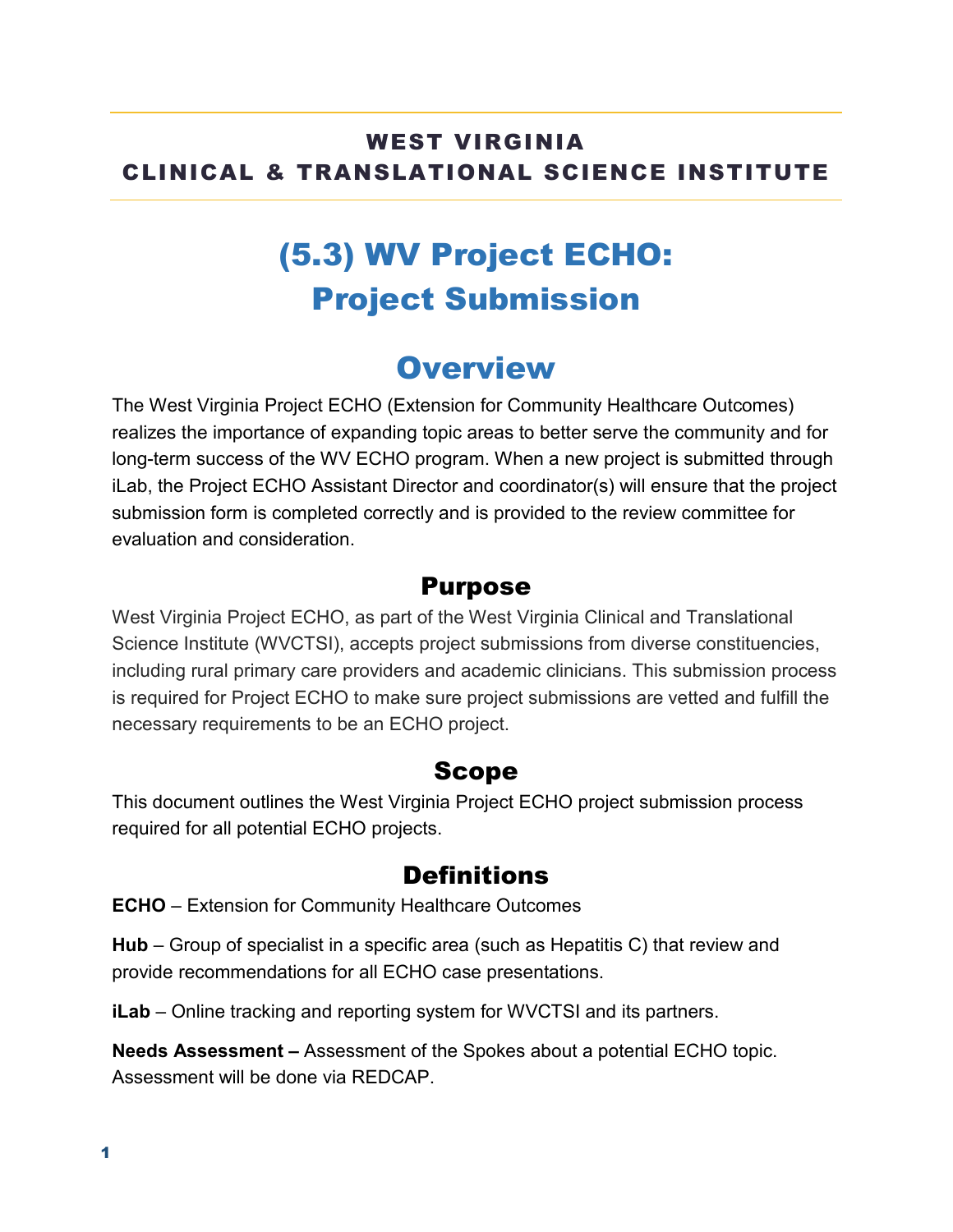**WEST VIRGINIA**
**CLINICAL & TRANSLATIONAL SCIENCE INSTITUTE**

# (5.3) WV Project ECHO: Project Submission

## Overview

The West Virginia Project ECHO (Extension for Community Healthcare Outcomes) realizes the importance of expanding topic areas to better serve the community and for long-term success of the WV ECHO program. When a new project is submitted through iLab, the Project ECHO Assistant Director and coordinator(s) will ensure that the project submission form is completed correctly and is provided to the review committee for evaluation and consideration.

### Purpose

West Virginia Project ECHO, as part of the West Virginia Clinical and Translational Science Institute (WVCTSI), accepts project submissions from diverse constituencies, including rural primary care providers and academic clinicians. This submission process is required for Project ECHO to make sure project submissions are vetted and fulfill the necessary requirements to be an ECHO project.

### Scope

This document outlines the West Virginia Project ECHO project submission process required for all potential ECHO projects.

### Definitions

**ECHO** – Extension for Community Healthcare Outcomes

**Hub** – Group of specialist in a specific area (such as Hepatitis C) that review and provide recommendations for all ECHO case presentations.

**iLab** – Online tracking and reporting system for WVCTSI and its partners.

**Needs Assessment –** Assessment of the Spokes about a potential ECHO topic. Assessment will be done via REDCAP.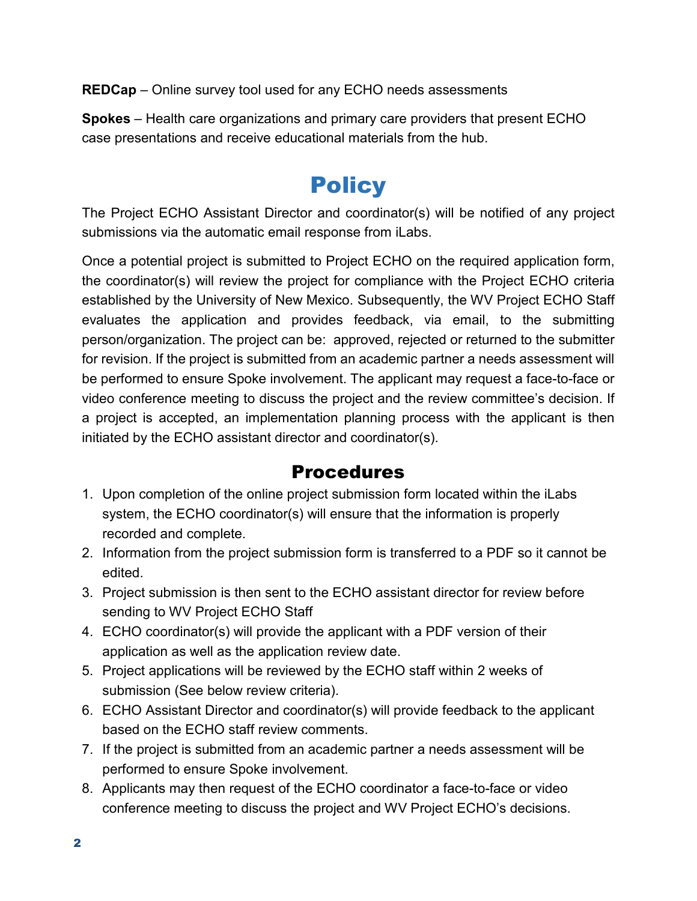**REDCap** – Online survey tool used for any ECHO needs assessments

**Spokes** – Health care organizations and primary care providers that present ECHO case presentations and receive educational materials from the hub.

# Policy

The Project ECHO Assistant Director and coordinator(s) will be notified of any project submissions via the automatic email response from iLabs.

Once a potential project is submitted to Project ECHO on the required application form, the coordinator(s) will review the project for compliance with the Project ECHO criteria established by the University of New Mexico. Subsequently, the WV Project ECHO Staff evaluates the application and provides feedback, via email, to the submitting person/organization. The project can be: approved, rejected or returned to the submitter for revision. If the project is submitted from an academic partner a needs assessment will be performed to ensure Spoke involvement. The applicant may request a face-to-face or video conference meeting to discuss the project and the review committee's decision. If a project is accepted, an implementation planning process with the applicant is then initiated by the ECHO assistant director and coordinator(s).

## Procedures

1. Upon completion of the online project submission form located within the iLabs system, the ECHO coordinator(s) will ensure that the information is properly recorded and complete.
2. Information from the project submission form is transferred to a PDF so it cannot be edited.
3. Project submission is then sent to the ECHO assistant director for review before sending to WV Project ECHO Staff
4. ECHO coordinator(s) will provide the applicant with a PDF version of their application as well as the application review date.
5. Project applications will be reviewed by the ECHO staff within 2 weeks of submission (See below review criteria).
6. ECHO Assistant Director and coordinator(s) will provide feedback to the applicant based on the ECHO staff review comments.
7. If the project is submitted from an academic partner a needs assessment will be performed to ensure Spoke involvement.
8. Applicants may then request of the ECHO coordinator a face-to-face or video conference meeting to discuss the project and WV Project ECHO's decisions.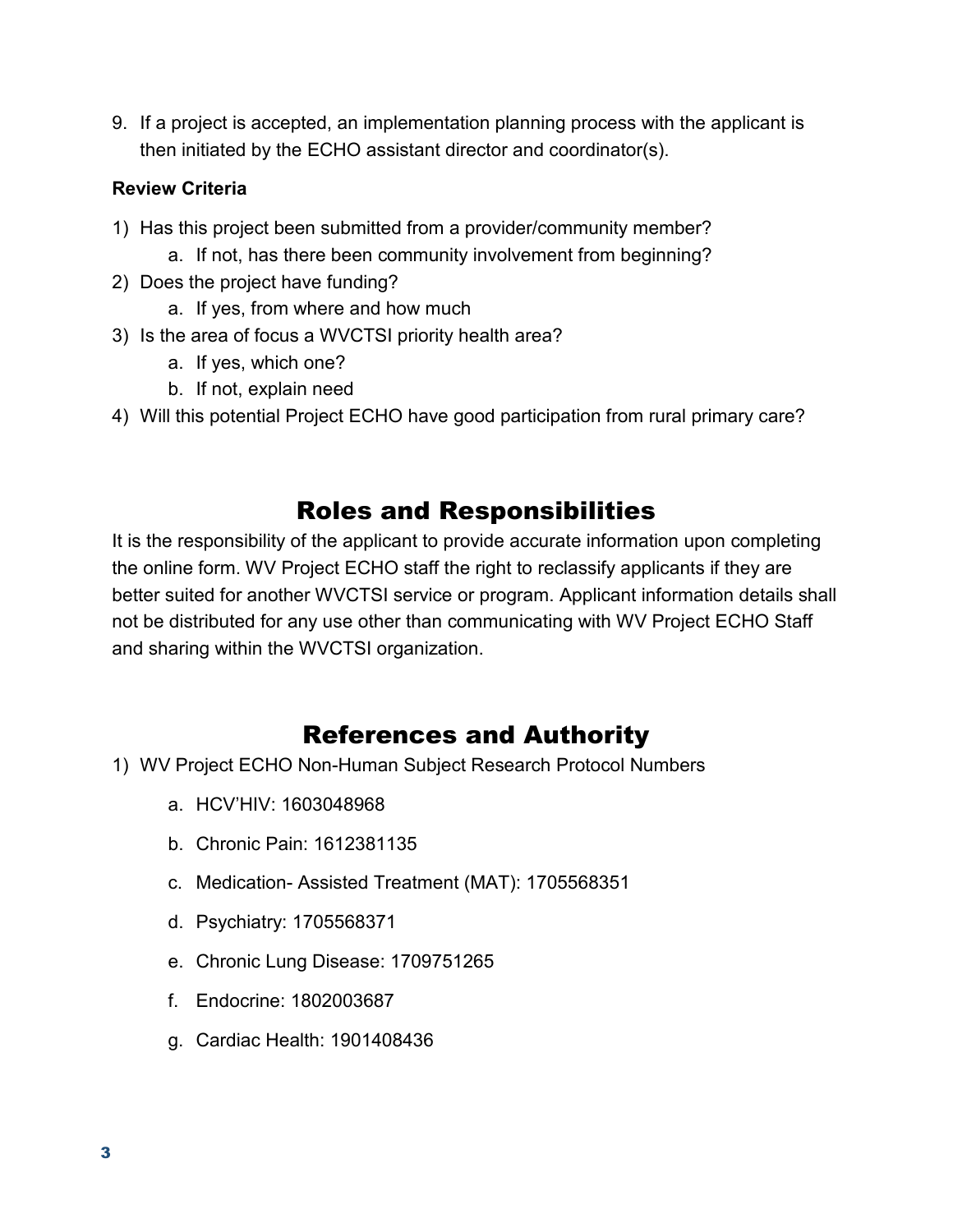9. If a project is accepted, an implementation planning process with the applicant is then initiated by the ECHO assistant director and coordinator(s).

**Review Criteria**

1) Has this project been submitted from a provider/community member?
   a. If not, has there been community involvement from beginning?
2) Does the project have funding?
   a. If yes, from where and how much
3) Is the area of focus a WVCTSI priority health area?
   a. If yes, which one?
   b. If not, explain need
4) Will this potential Project ECHO have good participation from rural primary care?

## Roles and Responsibilities

It is the responsibility of the applicant to provide accurate information upon completing the online form. WV Project ECHO staff the right to reclassify applicants if they are better suited for another WVCTSI service or program. Applicant information details shall not be distributed for any use other than communicating with WV Project ECHO Staff and sharing within the WVCTSI organization.

## References and Authority

1) WV Project ECHO Non-Human Subject Research Protocol Numbers
   a. HCV'HIV: 1603048968
   b. Chronic Pain: 1612381135
   c. Medication- Assisted Treatment (MAT): 1705568351
   d. Psychiatry: 1705568371
   e. Chronic Lung Disease: 1709751265
   f. Endocrine: 1802003687
   g. Cardiac Health: 1901408436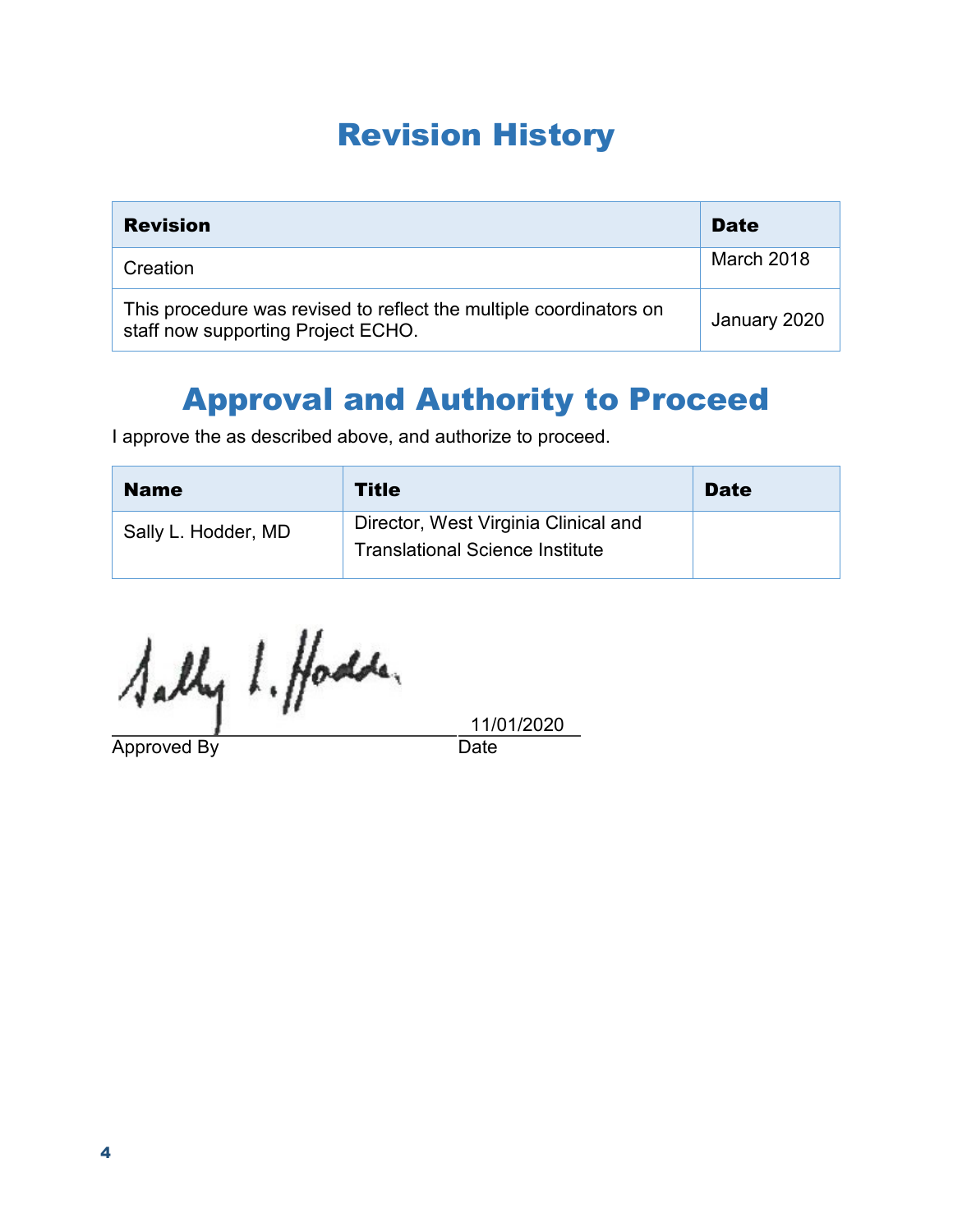# Revision History

| Revision | Date |
|---|---|
| Creation | March 2018 |
| This procedure was revised to reflect the multiple coordinators on staff now supporting Project ECHO. | January 2020 |

# Approval and Authority to Proceed

I approve the as described above, and authorize to proceed.

| Name | Title | Date |
|---|---|---|
| Sally L. Hodder, MD | Director, West Virginia Clinical and Translational Science Institute | |

Sally L. Hodder　　　　11/01/2020

Approved By　　　　Date